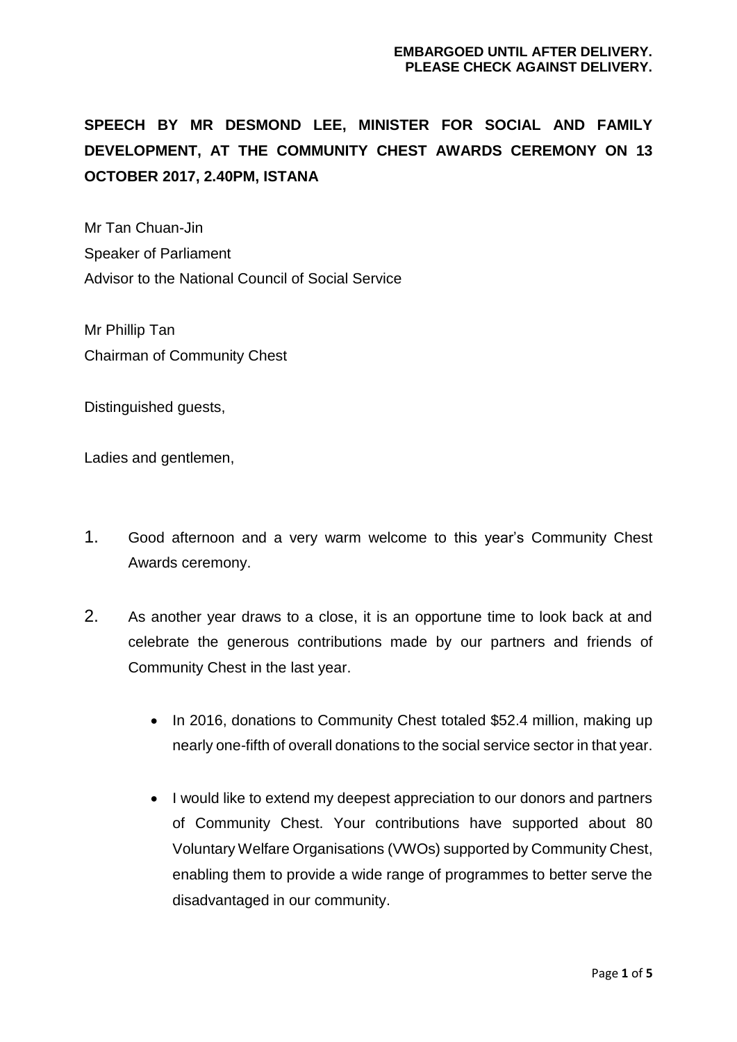**EMBARGOED UNTIL AFTER DELIVERY.**
**PLEASE CHECK AGAINST DELIVERY.**

# SPEECH BY MR DESMOND LEE, MINISTER FOR SOCIAL AND FAMILY DEVELOPMENT, AT THE COMMUNITY CHEST AWARDS CEREMONY ON 13 OCTOBER 2017, 2.40PM, ISTANA

Mr Tan Chuan-Jin
Speaker of Parliament
Advisor to the National Council of Social Service

Mr Phillip Tan
Chairman of Community Chest

Distinguished guests,

Ladies and gentlemen,

1. Good afternoon and a very warm welcome to this year's Community Chest Awards ceremony.

2. As another year draws to a close, it is an opportune time to look back at and celebrate the generous contributions made by our partners and friends of Community Chest in the last year.

   - In 2016, donations to Community Chest totaled $52.4 million, making up nearly one-fifth of overall donations to the social service sector in that year.

   - I would like to extend my deepest appreciation to our donors and partners of Community Chest. Your contributions have supported about 80 Voluntary Welfare Organisations (VWOs) supported by Community Chest, enabling them to provide a wide range of programmes to better serve the disadvantaged in our community.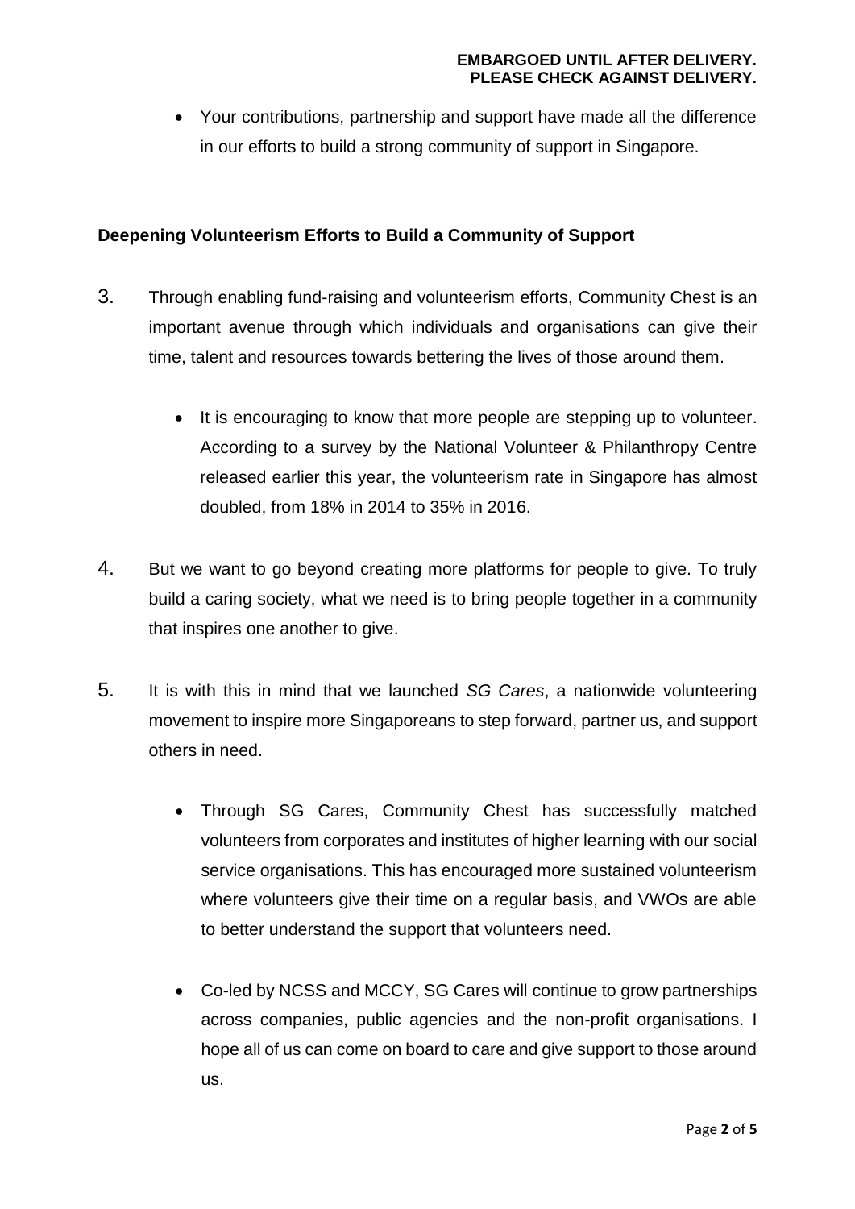- Your contributions, partnership and support have made all the difference in our efforts to build a strong community of support in Singapore.

## Deepening Volunteerism Efforts to Build a Community of Support

3. Through enabling fund-raising and volunteerism efforts, Community Chest is an important avenue through which individuals and organisations can give their time, talent and resources towards bettering the lives of those around them.

    - It is encouraging to know that more people are stepping up to volunteer. According to a survey by the National Volunteer & Philanthropy Centre released earlier this year, the volunteerism rate in Singapore has almost doubled, from 18% in 2014 to 35% in 2016.

4. But we want to go beyond creating more platforms for people to give. To truly build a caring society, what we need is to bring people together in a community that inspires one another to give.

5. It is with this in mind that we launched *SG Cares*, a nationwide volunteering movement to inspire more Singaporeans to step forward, partner us, and support others in need.

    - Through SG Cares, Community Chest has successfully matched volunteers from corporates and institutes of higher learning with our social service organisations. This has encouraged more sustained volunteerism where volunteers give their time on a regular basis, and VWOs are able to better understand the support that volunteers need.

    - Co-led by NCSS and MCCY, SG Cares will continue to grow partnerships across companies, public agencies and the non-profit organisations. I hope all of us can come on board to care and give support to those around us.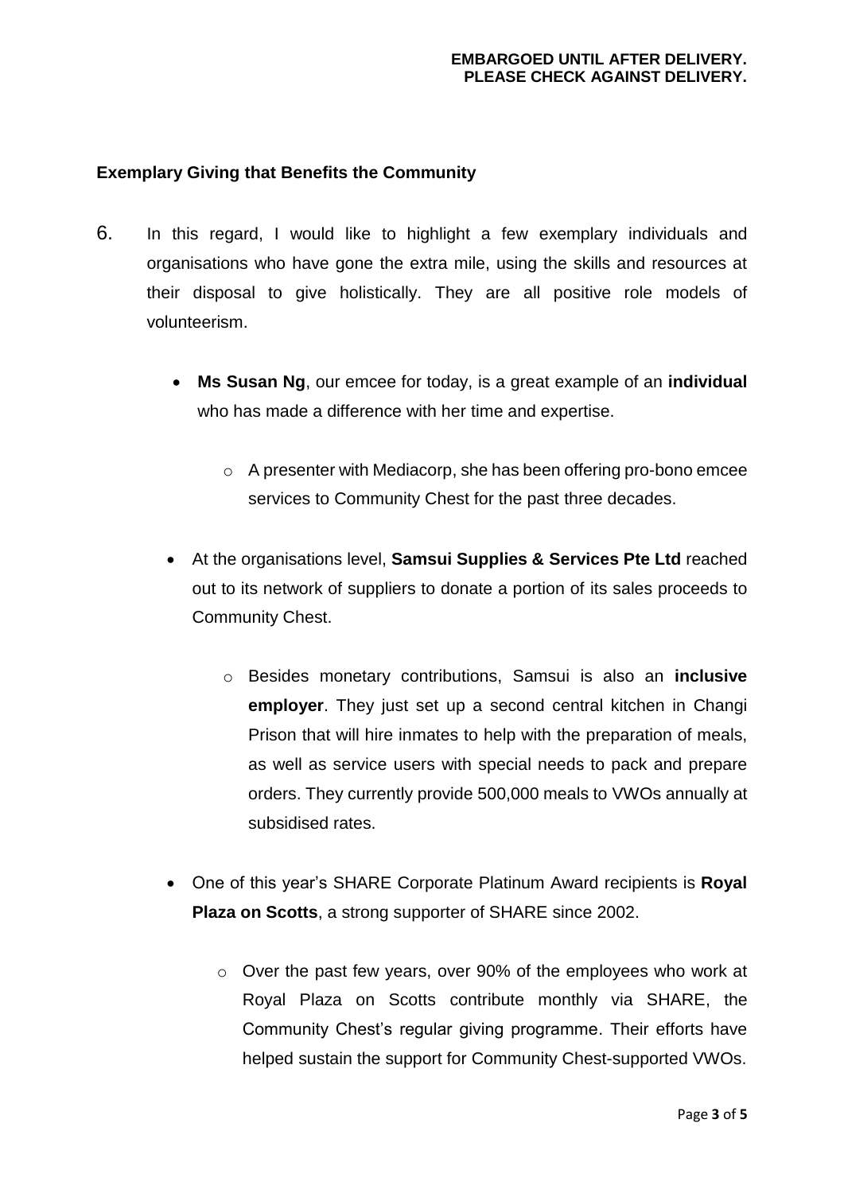## Exemplary Giving that Benefits the Community

6. In this regard, I would like to highlight a few exemplary individuals and organisations who have gone the extra mile, using the skills and resources at their disposal to give holistically. They are all positive role models of volunteerism.

   - **Ms Susan Ng**, our emcee for today, is a great example of an **individual** who has made a difference with her time and expertise.
     - A presenter with Mediacorp, she has been offering pro-bono emcee services to Community Chest for the past three decades.
   - At the organisations level, **Samsui Supplies & Services Pte Ltd** reached out to its network of suppliers to donate a portion of its sales proceeds to Community Chest.
     - Besides monetary contributions, Samsui is also an **inclusive employer**. They just set up a second central kitchen in Changi Prison that will hire inmates to help with the preparation of meals, as well as service users with special needs to pack and prepare orders. They currently provide 500,000 meals to VWOs annually at subsidised rates.
   - One of this year's SHARE Corporate Platinum Award recipients is **Royal Plaza on Scotts**, a strong supporter of SHARE since 2002.
     - Over the past few years, over 90% of the employees who work at Royal Plaza on Scotts contribute monthly via SHARE, the Community Chest's regular giving programme. Their efforts have helped sustain the support for Community Chest-supported VWOs.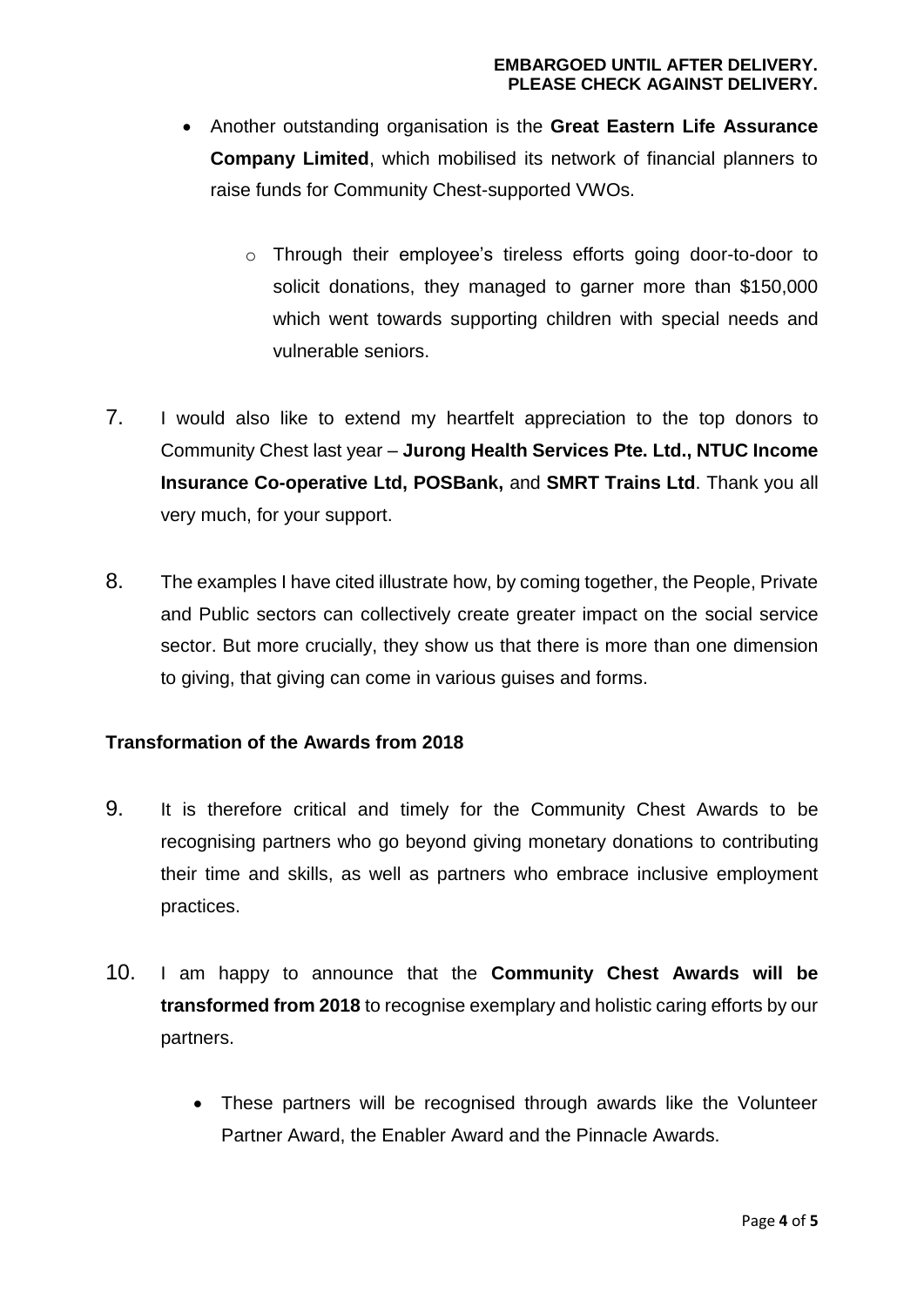- Another outstanding organisation is the **Great Eastern Life Assurance Company Limited**, which mobilised its network of financial planners to raise funds for Community Chest-supported VWOs.
    - Through their employee's tireless efforts going door-to-door to solicit donations, they managed to garner more than $150,000 which went towards supporting children with special needs and vulnerable seniors.

7. I would also like to extend my heartfelt appreciation to the top donors to Community Chest last year – **Jurong Health Services Pte. Ltd., NTUC Income Insurance Co-operative Ltd, POSBank,** and **SMRT Trains Ltd**. Thank you all very much, for your support.

8. The examples I have cited illustrate how, by coming together, the People, Private and Public sectors can collectively create greater impact on the social service sector. But more crucially, they show us that there is more than one dimension to giving, that giving can come in various guises and forms.

**Transformation of the Awards from 2018**

9. It is therefore critical and timely for the Community Chest Awards to be recognising partners who go beyond giving monetary donations to contributing their time and skills, as well as partners who embrace inclusive employment practices.

10. I am happy to announce that the **Community Chest Awards will be transformed from 2018** to recognise exemplary and holistic caring efforts by our partners.
    - These partners will be recognised through awards like the Volunteer Partner Award, the Enabler Award and the Pinnacle Awards.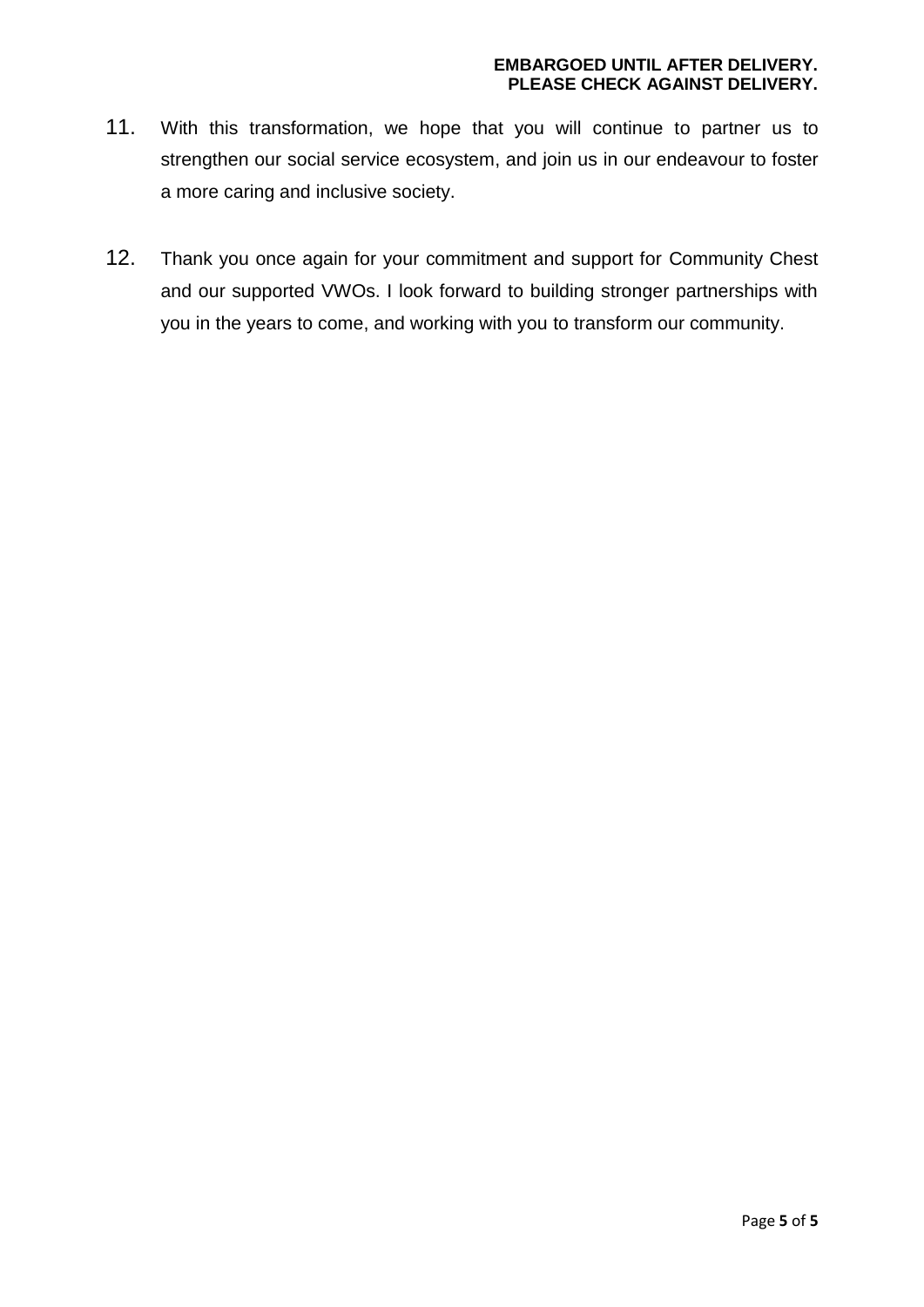11. With this transformation, we hope that you will continue to partner us to strengthen our social service ecosystem, and join us in our endeavour to foster a more caring and inclusive society.

12. Thank you once again for your commitment and support for Community Chest and our supported VWOs. I look forward to building stronger partnerships with you in the years to come, and working with you to transform our community.